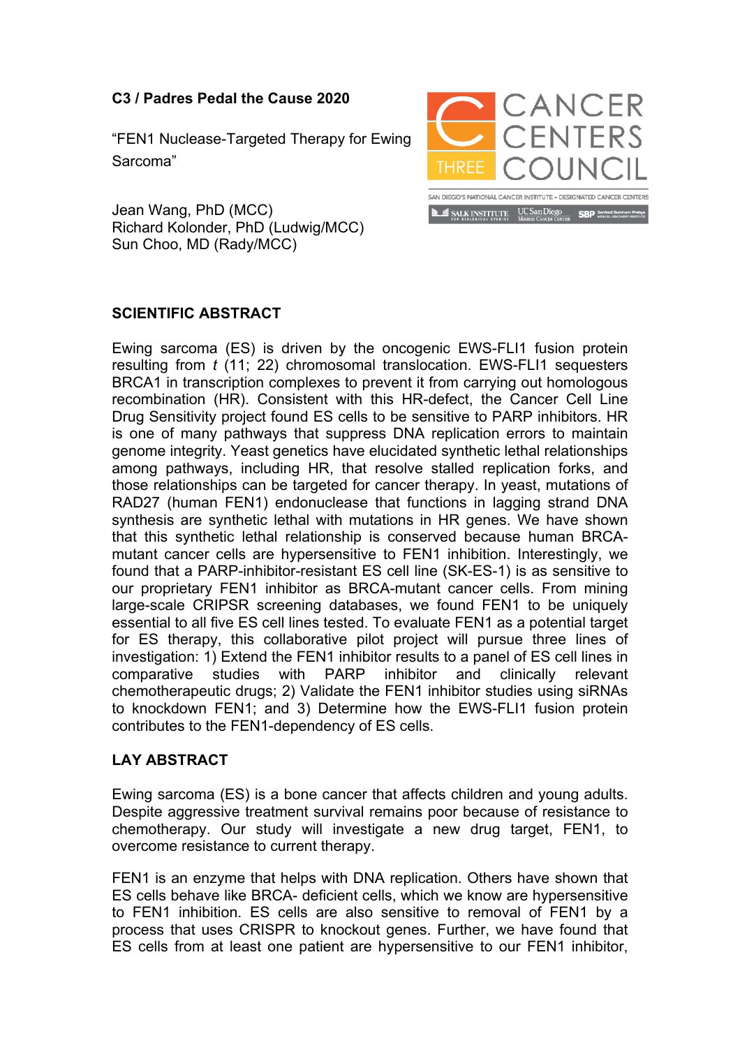**C3 / Padres Pedal the Cause 2020**

"FEN1 Nuclease-Targeted Therapy for Ewing Sarcoma"

Jean Wang, PhD (MCC)
Richard Kolonder, PhD (Ludwig/MCC)
Sun Choo, MD (Rady/MCC)

CANCER CENTERS COUNCIL
THREE

SAN DIEGO'S NATIONAL CANCER INSTITUTE – DESIGNATED CANCER CENTERS

SALK INSTITUTE FOR BIOLOGICAL STUDIES | UC San Diego Moores Cancer Center | SBP Sanford Burnham Prebys Medical Discovery Institute

## SCIENTIFIC ABSTRACT

Ewing sarcoma (ES) is driven by the oncogenic EWS-FLI1 fusion protein resulting from *t* (11; 22) chromosomal translocation. EWS-FLI1 sequesters BRCA1 in transcription complexes to prevent it from carrying out homologous recombination (HR). Consistent with this HR-defect, the Cancer Cell Line Drug Sensitivity project found ES cells to be sensitive to PARP inhibitors. HR is one of many pathways that suppress DNA replication errors to maintain genome integrity. Yeast genetics have elucidated synthetic lethal relationships among pathways, including HR, that resolve stalled replication forks, and those relationships can be targeted for cancer therapy. In yeast, mutations of RAD27 (human FEN1) endonuclease that functions in lagging strand DNA synthesis are synthetic lethal with mutations in HR genes. We have shown that this synthetic lethal relationship is conserved because human BRCA-mutant cancer cells are hypersensitive to FEN1 inhibition. Interestingly, we found that a PARP-inhibitor-resistant ES cell line (SK-ES-1) is as sensitive to our proprietary FEN1 inhibitor as BRCA-mutant cancer cells. From mining large-scale CRIPSR screening databases, we found FEN1 to be uniquely essential to all five ES cell lines tested. To evaluate FEN1 as a potential target for ES therapy, this collaborative pilot project will pursue three lines of investigation: 1) Extend the FEN1 inhibitor results to a panel of ES cell lines in comparative studies with PARP inhibitor and clinically relevant chemotherapeutic drugs; 2) Validate the FEN1 inhibitor studies using siRNAs to knockdown FEN1; and 3) Determine how the EWS-FLI1 fusion protein contributes to the FEN1-dependency of ES cells.

## LAY ABSTRACT

Ewing sarcoma (ES) is a bone cancer that affects children and young adults. Despite aggressive treatment survival remains poor because of resistance to chemotherapy. Our study will investigate a new drug target, FEN1, to overcome resistance to current therapy.

FEN1 is an enzyme that helps with DNA replication. Others have shown that ES cells behave like BRCA- deficient cells, which we know are hypersensitive to FEN1 inhibition. ES cells are also sensitive to removal of FEN1 by a process that uses CRISPR to knockout genes. Further, we have found that ES cells from at least one patient are hypersensitive to our FEN1 inhibitor,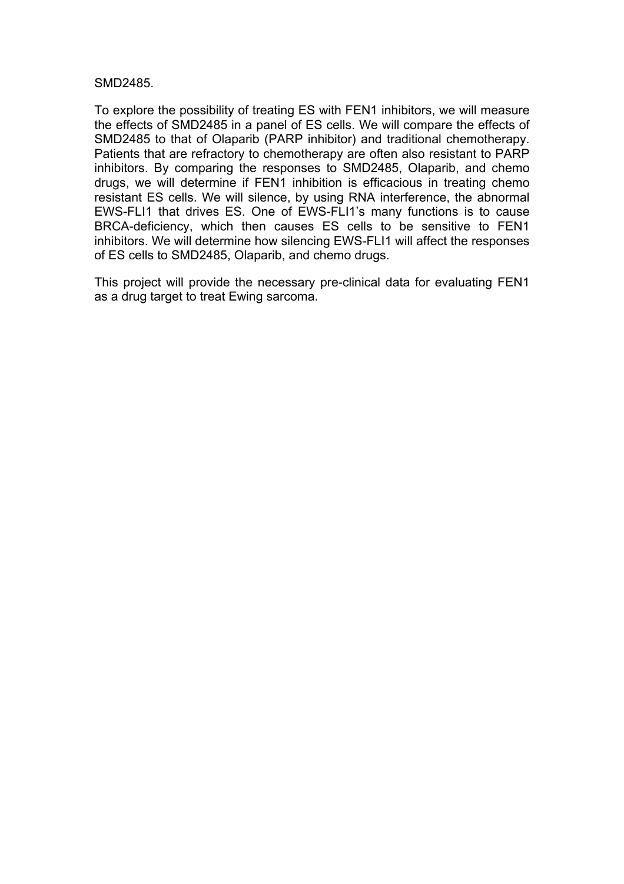SMD2485.

To explore the possibility of treating ES with FEN1 inhibitors, we will measure the effects of SMD2485 in a panel of ES cells. We will compare the effects of SMD2485 to that of Olaparib (PARP inhibitor) and traditional chemotherapy. Patients that are refractory to chemotherapy are often also resistant to PARP inhibitors. By comparing the responses to SMD2485, Olaparib, and chemo drugs, we will determine if FEN1 inhibition is efficacious in treating chemo resistant ES cells. We will silence, by using RNA interference, the abnormal EWS-FLI1 that drives ES. One of EWS-FLI1's many functions is to cause BRCA-deficiency, which then causes ES cells to be sensitive to FEN1 inhibitors. We will determine how silencing EWS-FLI1 will affect the responses of ES cells to SMD2485, Olaparib, and chemo drugs.

This project will provide the necessary pre-clinical data for evaluating FEN1 as a drug target to treat Ewing sarcoma.